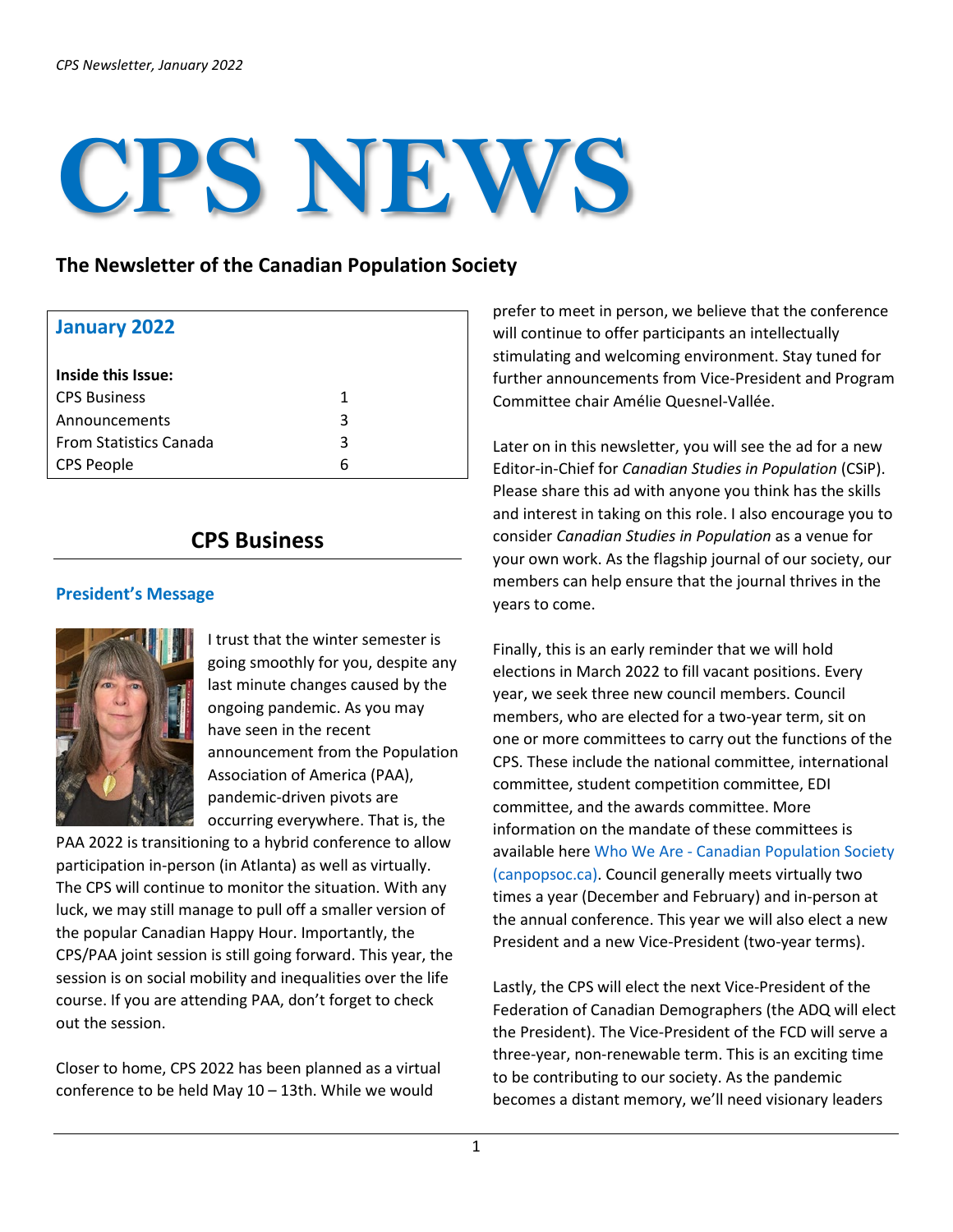# CPS NEWS

## The Newsletter of the Canadian Population Society

| January 2022 | |
|---|---|
| **Inside this Issue:** | |
| CPS Business | 1 |
| Announcements | 3 |
| From Statistics Canada | 3 |
| CPS People | 6 |

## CPS Business

### President's Message

I trust that the winter semester is going smoothly for you, despite any last minute changes caused by the ongoing pandemic. As you may have seen in the recent announcement from the Population Association of America (PAA), pandemic-driven pivots are occurring everywhere. That is, the PAA 2022 is transitioning to a hybrid conference to allow participation in-person (in Atlanta) as well as virtually. The CPS will continue to monitor the situation. With any luck, we may still manage to pull off a smaller version of the popular Canadian Happy Hour. Importantly, the CPS/PAA joint session is still going forward. This year, the session is on social mobility and inequalities over the life course. If you are attending PAA, don't forget to check out the session.

Closer to home, CPS 2022 has been planned as a virtual conference to be held May 10 – 13th. While we would prefer to meet in person, we believe that the conference will continue to offer participants an intellectually stimulating and welcoming environment. Stay tuned for further announcements from Vice-President and Program Committee chair Amélie Quesnel-Vallée.

Later on in this newsletter, you will see the ad for a new Editor-in-Chief for *Canadian Studies in Population* (CSiP). Please share this ad with anyone you think has the skills and interest in taking on this role. I also encourage you to consider *Canadian Studies in Population* as a venue for your own work. As the flagship journal of our society, our members can help ensure that the journal thrives in the years to come.

Finally, this is an early reminder that we will hold elections in March 2022 to fill vacant positions. Every year, we seek three new council members. Council members, who are elected for a two-year term, sit on one or more committees to carry out the functions of the CPS. These include the national committee, international committee, student competition committee, EDI committee, and the awards committee. More information on the mandate of these committees is available here Who We Are - Canadian Population Society (canpopsoc.ca). Council generally meets virtually two times a year (December and February) and in-person at the annual conference. This year we will also elect a new President and a new Vice-President (two-year terms).

Lastly, the CPS will elect the next Vice-President of the Federation of Canadian Demographers (the ADQ will elect the President). The Vice-President of the FCD will serve a three-year, non-renewable term. This is an exciting time to be contributing to our society. As the pandemic becomes a distant memory, we'll need visionary leaders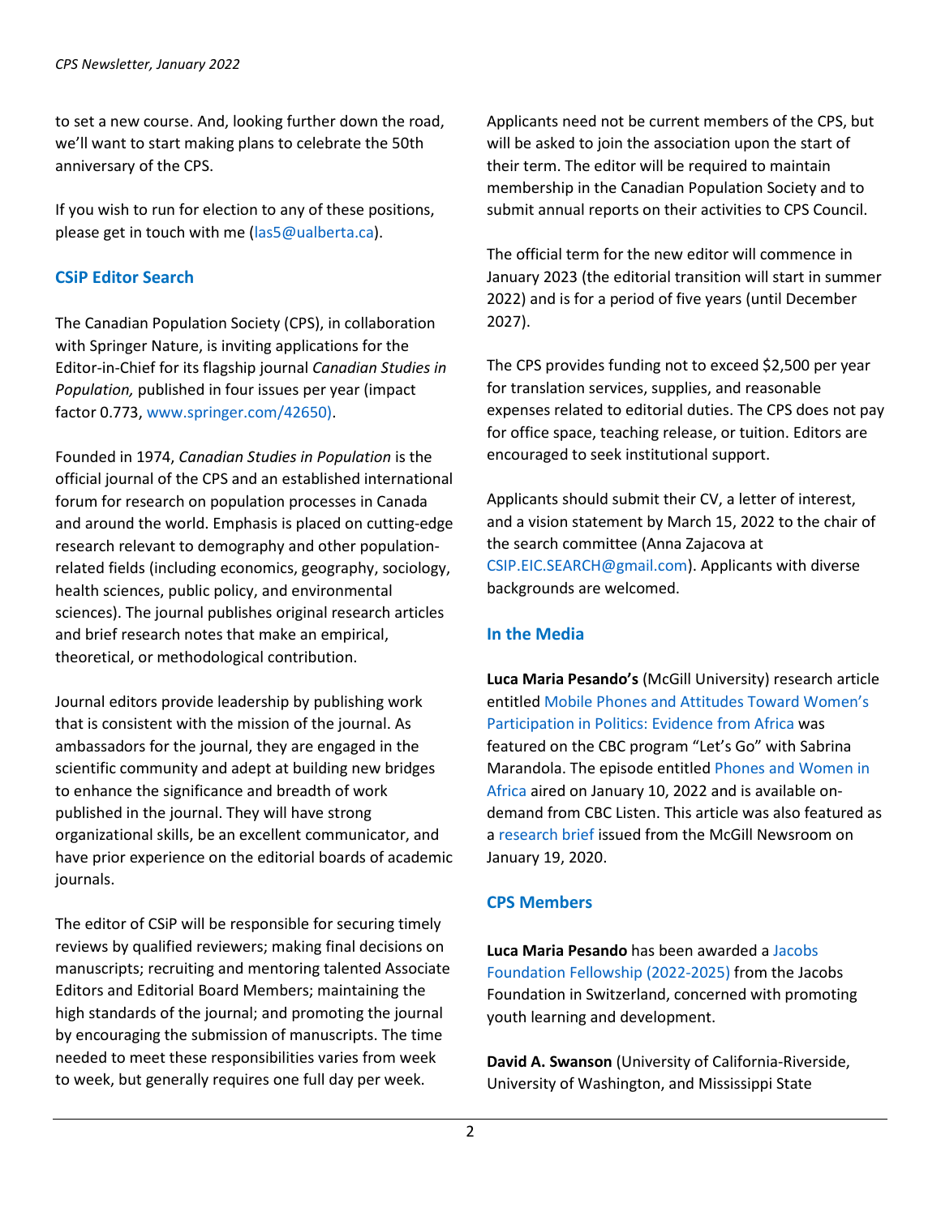to set a new course. And, looking further down the road, we'll want to start making plans to celebrate the 50th anniversary of the CPS.

If you wish to run for election to any of these positions, please get in touch with me (las5@ualberta.ca).

## CSiP Editor Search

The Canadian Population Society (CPS), in collaboration with Springer Nature, is inviting applications for the Editor-in-Chief for its flagship journal *Canadian Studies in Population,* published in four issues per year (impact factor 0.773, www.springer.com/42650).

Founded in 1974, *Canadian Studies in Population* is the official journal of the CPS and an established international forum for research on population processes in Canada and around the world. Emphasis is placed on cutting-edge research relevant to demography and other population-related fields (including economics, geography, sociology, health sciences, public policy, and environmental sciences). The journal publishes original research articles and brief research notes that make an empirical, theoretical, or methodological contribution.

Journal editors provide leadership by publishing work that is consistent with the mission of the journal. As ambassadors for the journal, they are engaged in the scientific community and adept at building new bridges to enhance the significance and breadth of work published in the journal. They will have strong organizational skills, be an excellent communicator, and have prior experience on the editorial boards of academic journals.

The editor of CSiP will be responsible for securing timely reviews by qualified reviewers; making final decisions on manuscripts; recruiting and mentoring talented Associate Editors and Editorial Board Members; maintaining the high standards of the journal; and promoting the journal by encouraging the submission of manuscripts. The time needed to meet these responsibilities varies from week to week, but generally requires one full day per week.

Applicants need not be current members of the CPS, but will be asked to join the association upon the start of their term. The editor will be required to maintain membership in the Canadian Population Society and to submit annual reports on their activities to CPS Council.

The official term for the new editor will commence in January 2023 (the editorial transition will start in summer 2022) and is for a period of five years (until December 2027).

The CPS provides funding not to exceed $2,500 per year for translation services, supplies, and reasonable expenses related to editorial duties. The CPS does not pay for office space, teaching release, or tuition. Editors are encouraged to seek institutional support.

Applicants should submit their CV, a letter of interest, and a vision statement by March 15, 2022 to the chair of the search committee (Anna Zajacova at CSIP.EIC.SEARCH@gmail.com). Applicants with diverse backgrounds are welcomed.

## In the Media

**Luca Maria Pesando's** (McGill University) research article entitled Mobile Phones and Attitudes Toward Women's Participation in Politics: Evidence from Africa was featured on the CBC program "Let's Go" with Sabrina Marandola. The episode entitled Phones and Women in Africa aired on January 10, 2022 and is available on-demand from CBC Listen. This article was also featured as a research brief issued from the McGill Newsroom on January 19, 2020.

## CPS Members

**Luca Maria Pesando** has been awarded a Jacobs Foundation Fellowship (2022-2025) from the Jacobs Foundation in Switzerland, concerned with promoting youth learning and development.

**David A. Swanson** (University of California-Riverside, University of Washington, and Mississippi State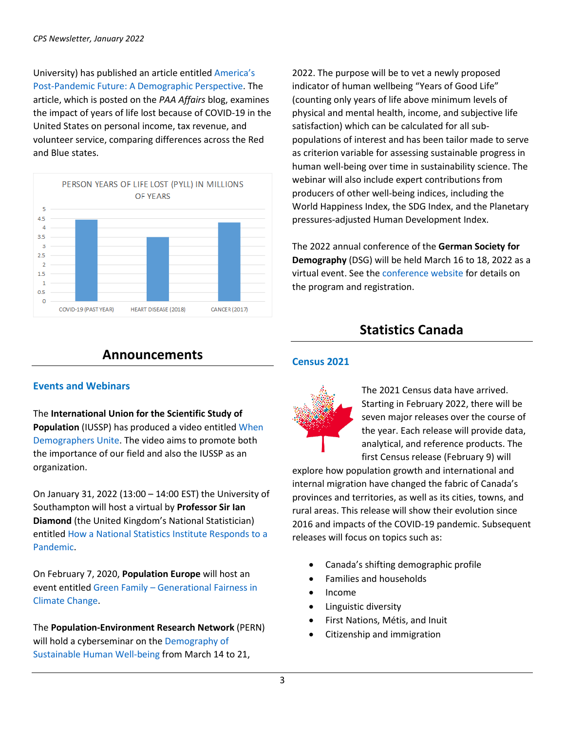University) has published an article entitled America's Post-Pandemic Future: A Demographic Perspective. The article, which is posted on the *PAA Affairs* blog, examines the impact of years of life lost because of COVID-19 in the United States on personal income, tax revenue, and volunteer service, comparing differences across the Red and Blue states.

PERSON YEARS OF LIFE LOST (PYLL) IN MILLIONS OF YEARS

5
4.5
4
3.5
3
2.5
2
1.5
1
0.5
0

COVID-19 (PAST YEAR)
HEART DISEASE (2018)
CANCER (2017)

## Announcements

### Events and Webinars

The **International Union for the Scientific Study of Population** (IUSSP) has produced a video entitled When Demographers Unite. The video aims to promote both the importance of our field and also the IUSSP as an organization.

On January 31, 2022 (13:00 – 14:00 EST) the University of Southampton will host a virtual by **Professor Sir Ian Diamond** (the United Kingdom's National Statistician) entitled How a National Statistics Institute Responds to a Pandemic.

On February 7, 2020, **Population Europe** will host an event entitled Green Family – Generational Fairness in Climate Change.

The **Population-Environment Research Network** (PERN) will hold a cyberseminar on the Demography of Sustainable Human Well-being from March 14 to 21, 2022. The purpose will be to vet a newly proposed indicator of human wellbeing "Years of Good Life" (counting only years of life above minimum levels of physical and mental health, income, and subjective life satisfaction) which can be calculated for all sub-populations of interest and has been tailor made to serve as criterion variable for assessing sustainable progress in human well-being over time in sustainability science. The webinar will also include expert contributions from producers of other well-being indices, including the World Happiness Index, the SDG Index, and the Planetary pressures-adjusted Human Development Index.

The 2022 annual conference of the **German Society for Demography** (DSG) will be held March 16 to 18, 2022 as a virtual event. See the conference website for details on the program and registration.

## Statistics Canada

### Census 2021

The 2021 Census data have arrived. Starting in February 2022, there will be seven major releases over the course of the year. Each release will provide data, analytical, and reference products. The first Census release (February 9) will explore how population growth and international and internal migration have changed the fabric of Canada's provinces and territories, as well as its cities, towns, and rural areas. This release will show their evolution since 2016 and impacts of the COVID-19 pandemic. Subsequent releases will focus on topics such as:

- Canada's shifting demographic profile
- Families and households
- Income
- Linguistic diversity
- First Nations, Métis, and Inuit
- Citizenship and immigration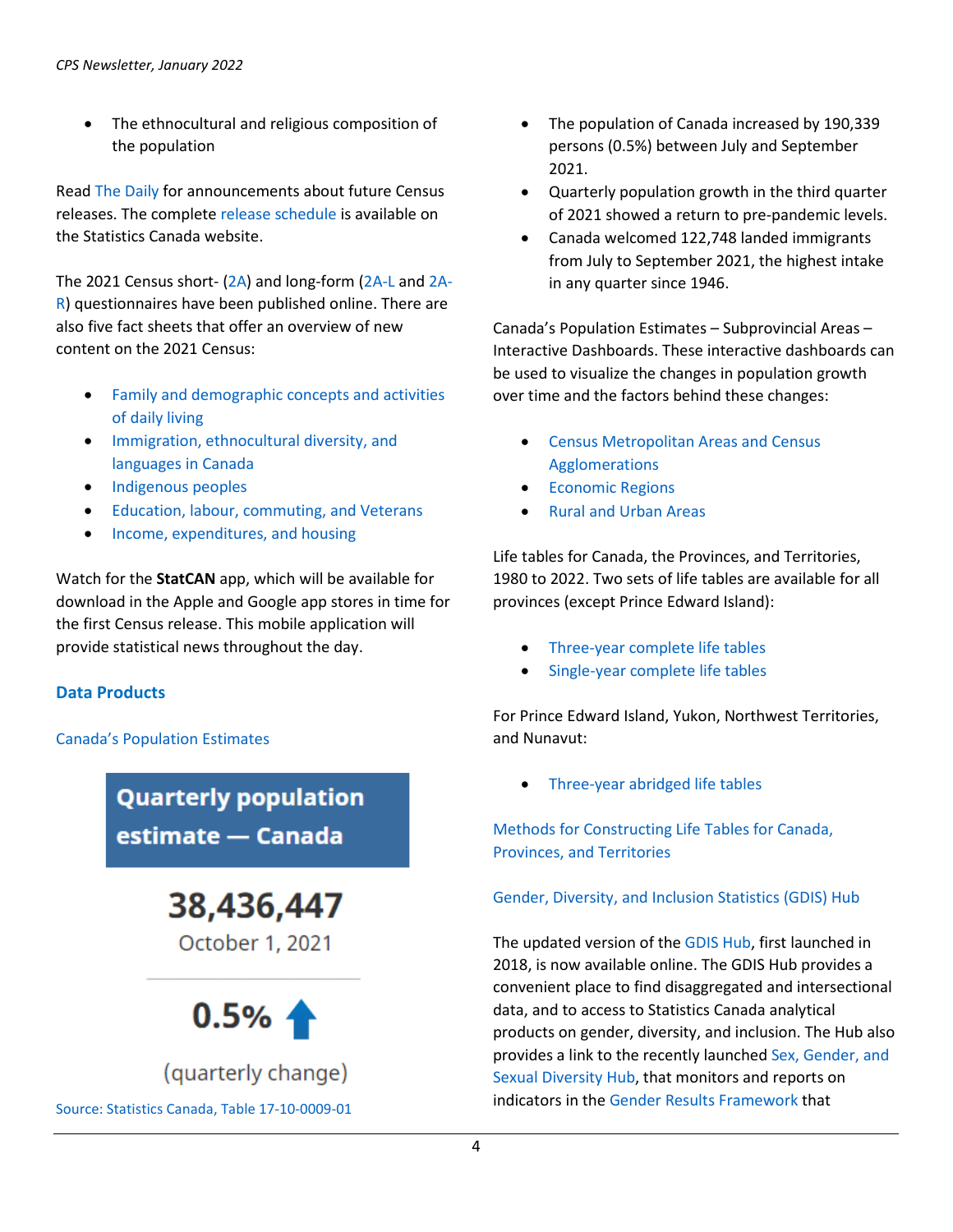- The ethnocultural and religious composition of the population

Read The Daily for announcements about future Census releases. The complete release schedule is available on the Statistics Canada website.

The 2021 Census short- (2A) and long-form (2A-L and 2A-R) questionnaires have been published online. There are also five fact sheets that offer an overview of new content on the 2021 Census:

- Family and demographic concepts and activities of daily living
- Immigration, ethnocultural diversity, and languages in Canada
- Indigenous peoples
- Education, labour, commuting, and Veterans
- Income, expenditures, and housing

Watch for the **StatCAN** app, which will be available for download in the Apple and Google app stores in time for the first Census release. This mobile application will provide statistical news throughout the day.

## Data Products

Canada's Population Estimates

**Quarterly population estimate — Canada**

**38,436,447**

October 1, 2021

**0.5%** ↑

(quarterly change)

Source: Statistics Canada, Table 17-10-0009-01

- The population of Canada increased by 190,339 persons (0.5%) between July and September 2021.
- Quarterly population growth in the third quarter of 2021 showed a return to pre-pandemic levels.
- Canada welcomed 122,748 landed immigrants from July to September 2021, the highest intake in any quarter since 1946.

Canada's Population Estimates – Subprovincial Areas – Interactive Dashboards. These interactive dashboards can be used to visualize the changes in population growth over time and the factors behind these changes:

- Census Metropolitan Areas and Census Agglomerations
- Economic Regions
- Rural and Urban Areas

Life tables for Canada, the Provinces, and Territories, 1980 to 2022. Two sets of life tables are available for all provinces (except Prince Edward Island):

- Three-year complete life tables
- Single-year complete life tables

For Prince Edward Island, Yukon, Northwest Territories, and Nunavut:

- Three-year abridged life tables

Methods for Constructing Life Tables for Canada, Provinces, and Territories

Gender, Diversity, and Inclusion Statistics (GDIS) Hub

The updated version of the GDIS Hub, first launched in 2018, is now available online. The GDIS Hub provides a convenient place to find disaggregated and intersectional data, and to access to Statistics Canada analytical products on gender, diversity, and inclusion. The Hub also provides a link to the recently launched Sex, Gender, and Sexual Diversity Hub, that monitors and reports on indicators in the Gender Results Framework that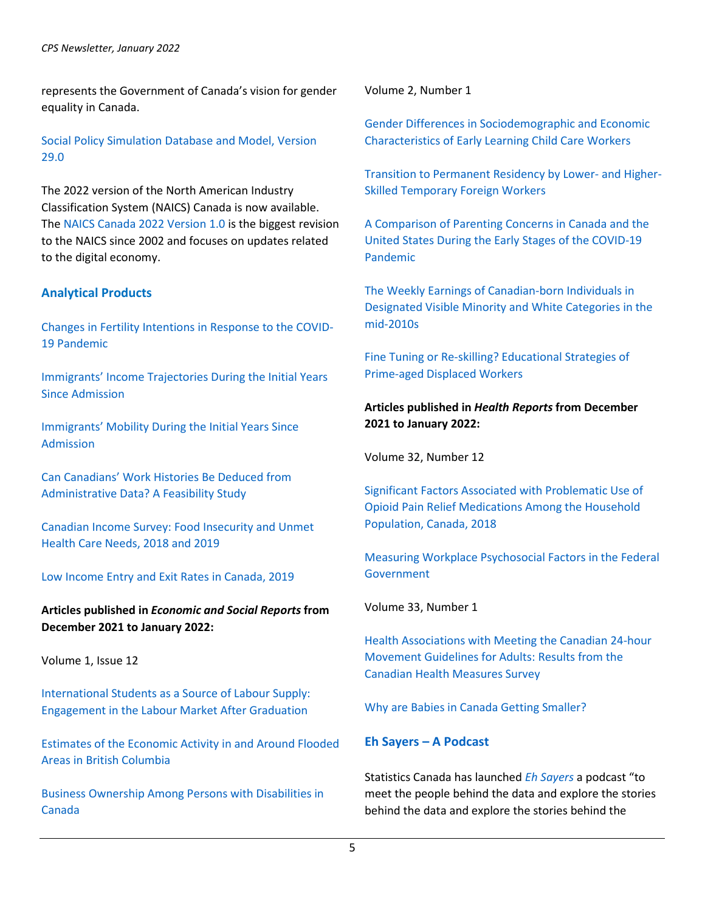represents the Government of Canada's vision for gender equality in Canada.

Social Policy Simulation Database and Model, Version 29.0

The 2022 version of the North American Industry Classification System (NAICS) Canada is now available. The NAICS Canada 2022 Version 1.0 is the biggest revision to the NAICS since 2002 and focuses on updates related to the digital economy.

## Analytical Products

Changes in Fertility Intentions in Response to the COVID-19 Pandemic

Immigrants' Income Trajectories During the Initial Years Since Admission

Immigrants' Mobility During the Initial Years Since Admission

Can Canadians' Work Histories Be Deduced from Administrative Data? A Feasibility Study

Canadian Income Survey: Food Insecurity and Unmet Health Care Needs, 2018 and 2019

Low Income Entry and Exit Rates in Canada, 2019

**Articles published in *Economic and Social Reports* from December 2021 to January 2022:**

Volume 1, Issue 12

International Students as a Source of Labour Supply: Engagement in the Labour Market After Graduation

Estimates of the Economic Activity in and Around Flooded Areas in British Columbia

Business Ownership Among Persons with Disabilities in Canada

Volume 2, Number 1

Gender Differences in Sociodemographic and Economic Characteristics of Early Learning Child Care Workers

Transition to Permanent Residency by Lower- and Higher-Skilled Temporary Foreign Workers

A Comparison of Parenting Concerns in Canada and the United States During the Early Stages of the COVID-19 Pandemic

The Weekly Earnings of Canadian-born Individuals in Designated Visible Minority and White Categories in the mid-2010s

Fine Tuning or Re-skilling? Educational Strategies of Prime-aged Displaced Workers

**Articles published in *Health Reports* from December 2021 to January 2022:**

Volume 32, Number 12

Significant Factors Associated with Problematic Use of Opioid Pain Relief Medications Among the Household Population, Canada, 2018

Measuring Workplace Psychosocial Factors in the Federal Government

Volume 33, Number 1

Health Associations with Meeting the Canadian 24-hour Movement Guidelines for Adults: Results from the Canadian Health Measures Survey

Why are Babies in Canada Getting Smaller?

## Eh Sayers – A Podcast

Statistics Canada has launched *Eh Sayers* a podcast "to meet the people behind the data and explore the stories behind the data and explore the stories behind the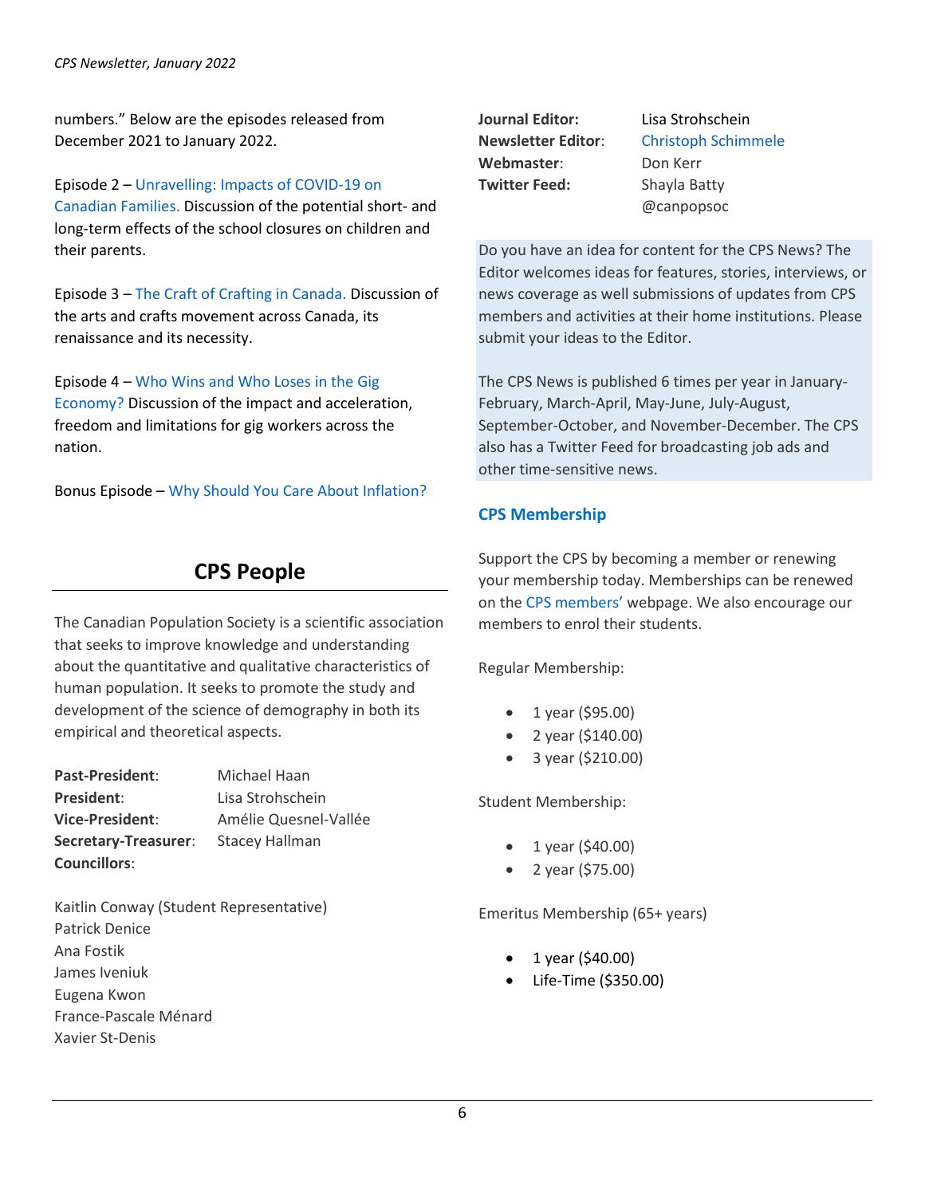numbers." Below are the episodes released from December 2021 to January 2022.

Episode 2 – Unravelling: Impacts of COVID-19 on Canadian Families. Discussion of the potential short- and long-term effects of the school closures on children and their parents.

Episode 3 – The Craft of Crafting in Canada. Discussion of the arts and crafts movement across Canada, its renaissance and its necessity.

Episode 4 – Who Wins and Who Loses in the Gig Economy? Discussion of the impact and acceleration, freedom and limitations for gig workers across the nation.

Bonus Episode – Why Should You Care About Inflation?

## CPS People

The Canadian Population Society is a scientific association that seeks to improve knowledge and understanding about the quantitative and qualitative characteristics of human population. It seeks to promote the study and development of the science of demography in both its empirical and theoretical aspects.

**Past-President**: Michael Haan
**President**: Lisa Strohschein
**Vice-President**: Amélie Quesnel-Vallée
**Secretary-Treasurer**: Stacey Hallman
**Councillors**:

Kaitlin Conway (Student Representative)
Patrick Denice
Ana Fostik
James Iveniuk
Eugena Kwon
France-Pascale Ménard
Xavier St-Denis

**Journal Editor:** Lisa Strohschein
**Newsletter Editor**: Christoph Schimmele
**Webmaster**: Don Kerr
**Twitter Feed:** Shayla Batty @canpopsoc

Do you have an idea for content for the CPS News? The Editor welcomes ideas for features, stories, interviews, or news coverage as well submissions of updates from CPS members and activities at their home institutions. Please submit your ideas to the Editor.

The CPS News is published 6 times per year in January-February, March-April, May-June, July-August, September-October, and November-December. The CPS also has a Twitter Feed for broadcasting job ads and other time-sensitive news.

### CPS Membership

Support the CPS by becoming a member or renewing your membership today. Memberships can be renewed on the CPS members' webpage. We also encourage our members to enrol their students.

Regular Membership:

- 1 year ($95.00)
- 2 year ($140.00)
- 3 year ($210.00)

Student Membership:

- 1 year ($40.00)
- 2 year ($75.00)

Emeritus Membership (65+ years)

- 1 year ($40.00)
- Life-Time ($350.00)